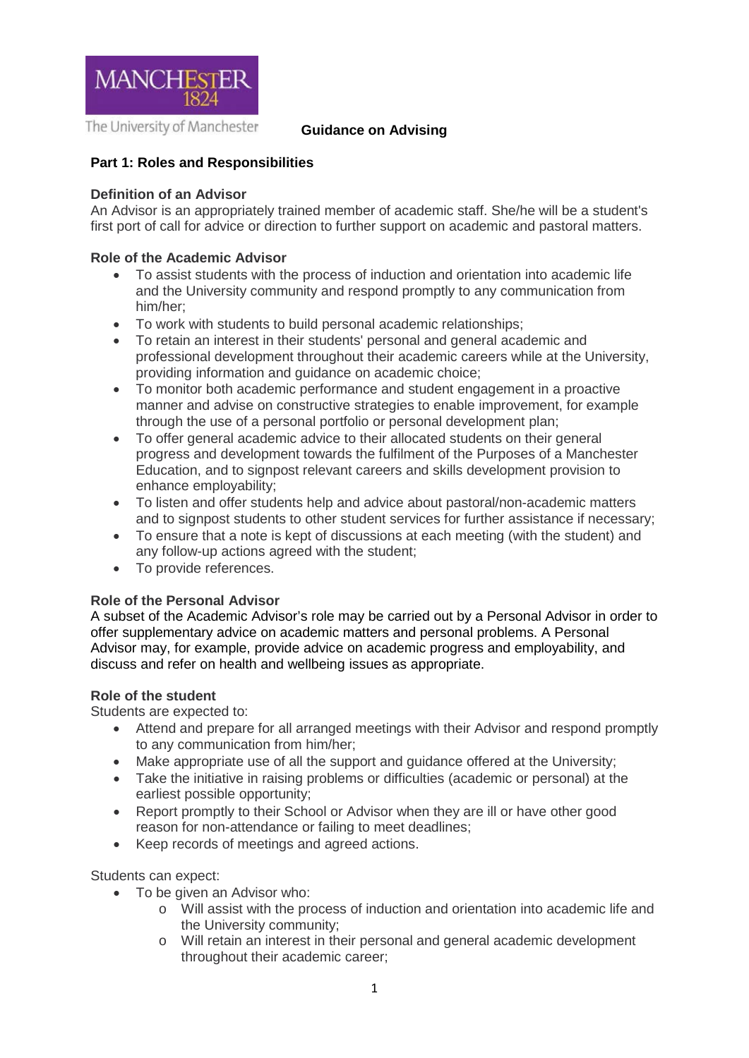MANCHESTER
1824

The University of Manchester

# Guidance on Advising

## Part 1: Roles and Responsibilities

### Definition of an Advisor

An Advisor is an appropriately trained member of academic staff. She/he will be a student's first port of call for advice or direction to further support on academic and pastoral matters.

### Role of the Academic Advisor

- To assist students with the process of induction and orientation into academic life and the University community and respond promptly to any communication from him/her;
- To work with students to build personal academic relationships;
- To retain an interest in their students' personal and general academic and professional development throughout their academic careers while at the University, providing information and guidance on academic choice;
- To monitor both academic performance and student engagement in a proactive manner and advise on constructive strategies to enable improvement, for example through the use of a personal portfolio or personal development plan;
- To offer general academic advice to their allocated students on their general progress and development towards the fulfilment of the Purposes of a Manchester Education, and to signpost relevant careers and skills development provision to enhance employability;
- To listen and offer students help and advice about pastoral/non-academic matters and to signpost students to other student services for further assistance if necessary;
- To ensure that a note is kept of discussions at each meeting (with the student) and any follow-up actions agreed with the student;
- To provide references.

### Role of the Personal Advisor

A subset of the Academic Advisor's role may be carried out by a Personal Advisor in order to offer supplementary advice on academic matters and personal problems. A Personal Advisor may, for example, provide advice on academic progress and employability, and discuss and refer on health and wellbeing issues as appropriate.

### Role of the student

Students are expected to:

- Attend and prepare for all arranged meetings with their Advisor and respond promptly to any communication from him/her;
- Make appropriate use of all the support and guidance offered at the University;
- Take the initiative in raising problems or difficulties (academic or personal) at the earliest possible opportunity;
- Report promptly to their School or Advisor when they are ill or have other good reason for non-attendance or failing to meet deadlines;
- Keep records of meetings and agreed actions.

Students can expect:

- To be given an Advisor who:
  - Will assist with the process of induction and orientation into academic life and the University community;
  - Will retain an interest in their personal and general academic development throughout their academic career;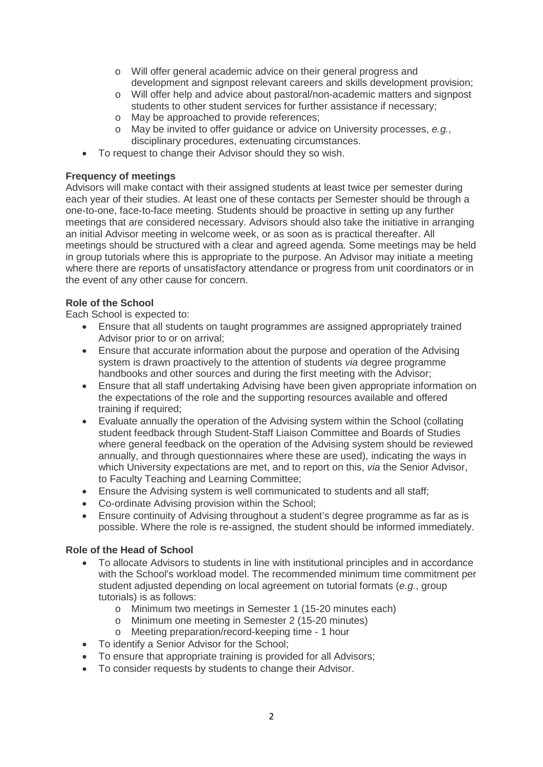- Will offer general academic advice on their general progress and development and signpost relevant careers and skills development provision;
    - Will offer help and advice about pastoral/non-academic matters and signpost students to other student services for further assistance if necessary;
    - May be approached to provide references;
    - May be invited to offer guidance or advice on University processes, *e.g.*, disciplinary procedures, extenuating circumstances.
- To request to change their Advisor should they so wish.

**Frequency of meetings**

Advisors will make contact with their assigned students at least twice per semester during each year of their studies. At least one of these contacts per Semester should be through a one-to-one, face-to-face meeting. Students should be proactive in setting up any further meetings that are considered necessary. Advisors should also take the initiative in arranging an initial Advisor meeting in welcome week, or as soon as is practical thereafter. All meetings should be structured with a clear and agreed agenda. Some meetings may be held in group tutorials where this is appropriate to the purpose. An Advisor may initiate a meeting where there are reports of unsatisfactory attendance or progress from unit coordinators or in the event of any other cause for concern.

**Role of the School**

Each School is expected to:

- Ensure that all students on taught programmes are assigned appropriately trained Advisor prior to or on arrival;
- Ensure that accurate information about the purpose and operation of the Advising system is drawn proactively to the attention of students *via* degree programme handbooks and other sources and during the first meeting with the Advisor;
- Ensure that all staff undertaking Advising have been given appropriate information on the expectations of the role and the supporting resources available and offered training if required;
- Evaluate annually the operation of the Advising system within the School (collating student feedback through Student-Staff Liaison Committee and Boards of Studies where general feedback on the operation of the Advising system should be reviewed annually, and through questionnaires where these are used), indicating the ways in which University expectations are met, and to report on this, *via* the Senior Advisor, to Faculty Teaching and Learning Committee;
- Ensure the Advising system is well communicated to students and all staff;
- Co-ordinate Advising provision within the School;
- Ensure continuity of Advising throughout a student's degree programme as far as is possible. Where the role is re-assigned, the student should be informed immediately.

**Role of the Head of School**

- To allocate Advisors to students in line with institutional principles and in accordance with the School's workload model. The recommended minimum time commitment per student adjusted depending on local agreement on tutorial formats (*e.g.*, group tutorials) is as follows:
    - Minimum two meetings in Semester 1 (15-20 minutes each)
    - Minimum one meeting in Semester 2 (15-20 minutes)
    - Meeting preparation/record-keeping time - 1 hour
- To identify a Senior Advisor for the School;
- To ensure that appropriate training is provided for all Advisors;
- To consider requests by students to change their Advisor.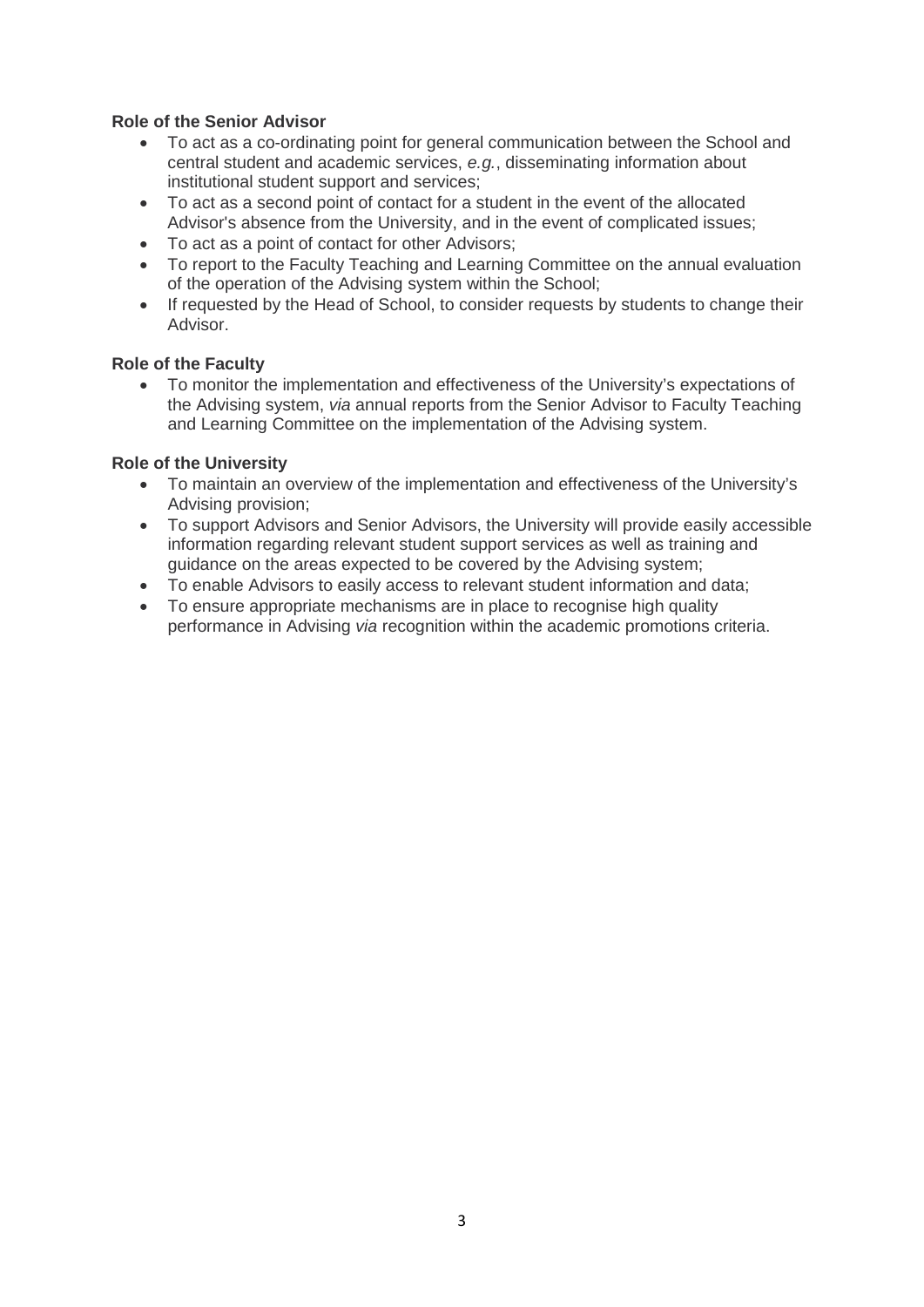**Role of the Senior Advisor**

- To act as a co-ordinating point for general communication between the School and central student and academic services, *e.g.*, disseminating information about institutional student support and services;
- To act as a second point of contact for a student in the event of the allocated Advisor's absence from the University, and in the event of complicated issues;
- To act as a point of contact for other Advisors;
- To report to the Faculty Teaching and Learning Committee on the annual evaluation of the operation of the Advising system within the School;
- If requested by the Head of School, to consider requests by students to change their Advisor.

**Role of the Faculty**

- To monitor the implementation and effectiveness of the University's expectations of the Advising system, *via* annual reports from the Senior Advisor to Faculty Teaching and Learning Committee on the implementation of the Advising system.

**Role of the University**

- To maintain an overview of the implementation and effectiveness of the University's Advising provision;
- To support Advisors and Senior Advisors, the University will provide easily accessible information regarding relevant student support services as well as training and guidance on the areas expected to be covered by the Advising system;
- To enable Advisors to easily access to relevant student information and data;
- To ensure appropriate mechanisms are in place to recognise high quality performance in Advising *via* recognition within the academic promotions criteria.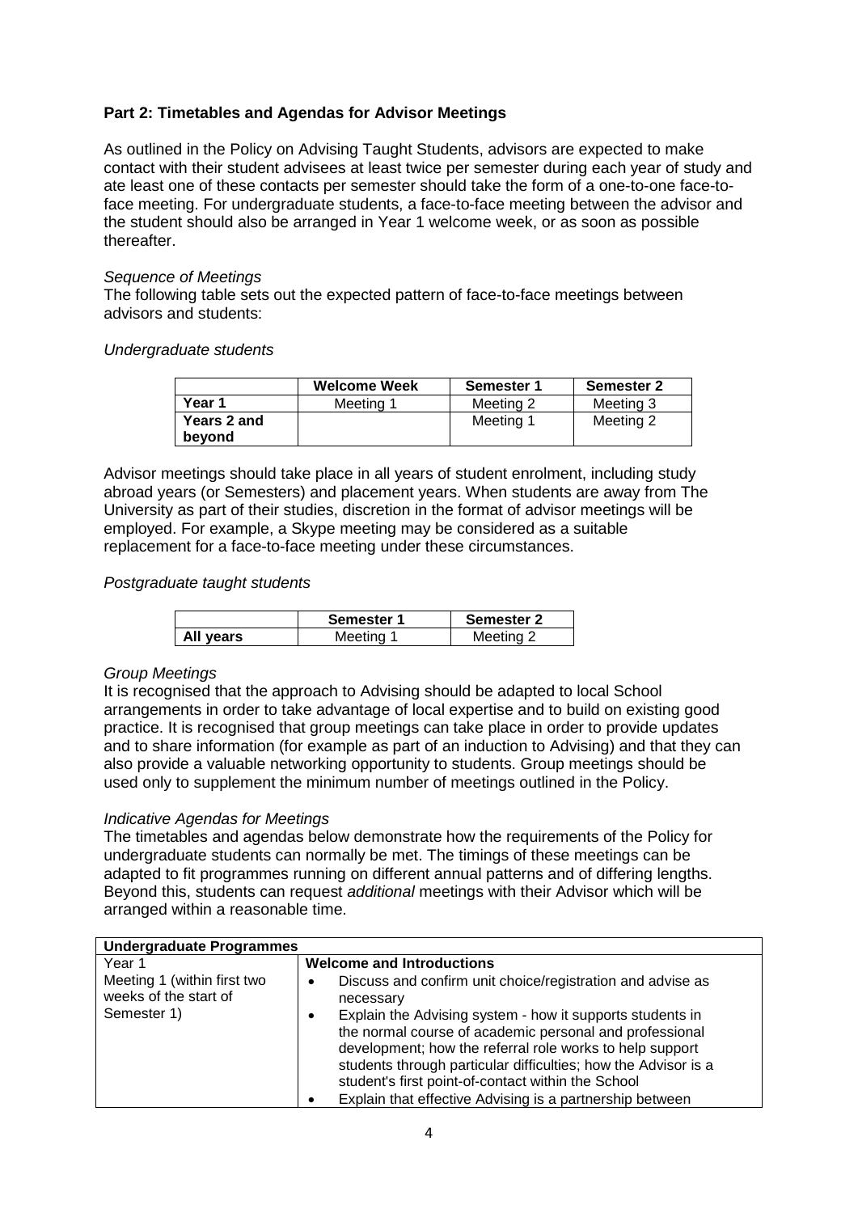**Part 2: Timetables and Agendas for Advisor Meetings**

As outlined in the Policy on Advising Taught Students, advisors are expected to make contact with their student advisees at least twice per semester during each year of study and ate least one of these contacts per semester should take the form of a one-to-one face-to-face meeting. For undergraduate students, a face-to-face meeting between the advisor and the student should also be arranged in Year 1 welcome week, or as soon as possible thereafter.

*Sequence of Meetings*

The following table sets out the expected pattern of face-to-face meetings between advisors and students:

*Undergraduate students*

| | Welcome Week | Semester 1 | Semester 2 |
|---|---|---|---|
| **Year 1** | Meeting 1 | Meeting 2 | Meeting 3 |
| **Years 2 and beyond** | | Meeting 1 | Meeting 2 |

Advisor meetings should take place in all years of student enrolment, including study abroad years (or Semesters) and placement years. When students are away from The University as part of their studies, discretion in the format of advisor meetings will be employed. For example, a Skype meeting may be considered as a suitable replacement for a face-to-face meeting under these circumstances.

*Postgraduate taught students*

| | Semester 1 | Semester 2 |
|---|---|---|
| **All years** | Meeting 1 | Meeting 2 |

*Group Meetings*

It is recognised that the approach to Advising should be adapted to local School arrangements in order to take advantage of local expertise and to build on existing good practice. It is recognised that group meetings can take place in order to provide updates and to share information (for example as part of an induction to Advising) and that they can also provide a valuable networking opportunity to students. Group meetings should be used only to supplement the minimum number of meetings outlined in the Policy.

*Indicative Agendas for Meetings*

The timetables and agendas below demonstrate how the requirements of the Policy for undergraduate students can normally be met. The timings of these meetings can be adapted to fit programmes running on different annual patterns and of differing lengths. Beyond this, students can request *additional* meetings with their Advisor which will be arranged within a reasonable time.

| **Undergraduate Programmes** | |
|---|---|
| Year 1<br>Meeting 1 (within first two weeks of the start of Semester 1) | **Welcome and Introductions**<br>• Discuss and confirm unit choice/registration and advise as necessary<br>• Explain the Advising system - how it supports students in the normal course of academic personal and professional development; how the referral role works to help support students through particular difficulties; how the Advisor is a student's first point-of-contact within the School<br>• Explain that effective Advising is a partnership between |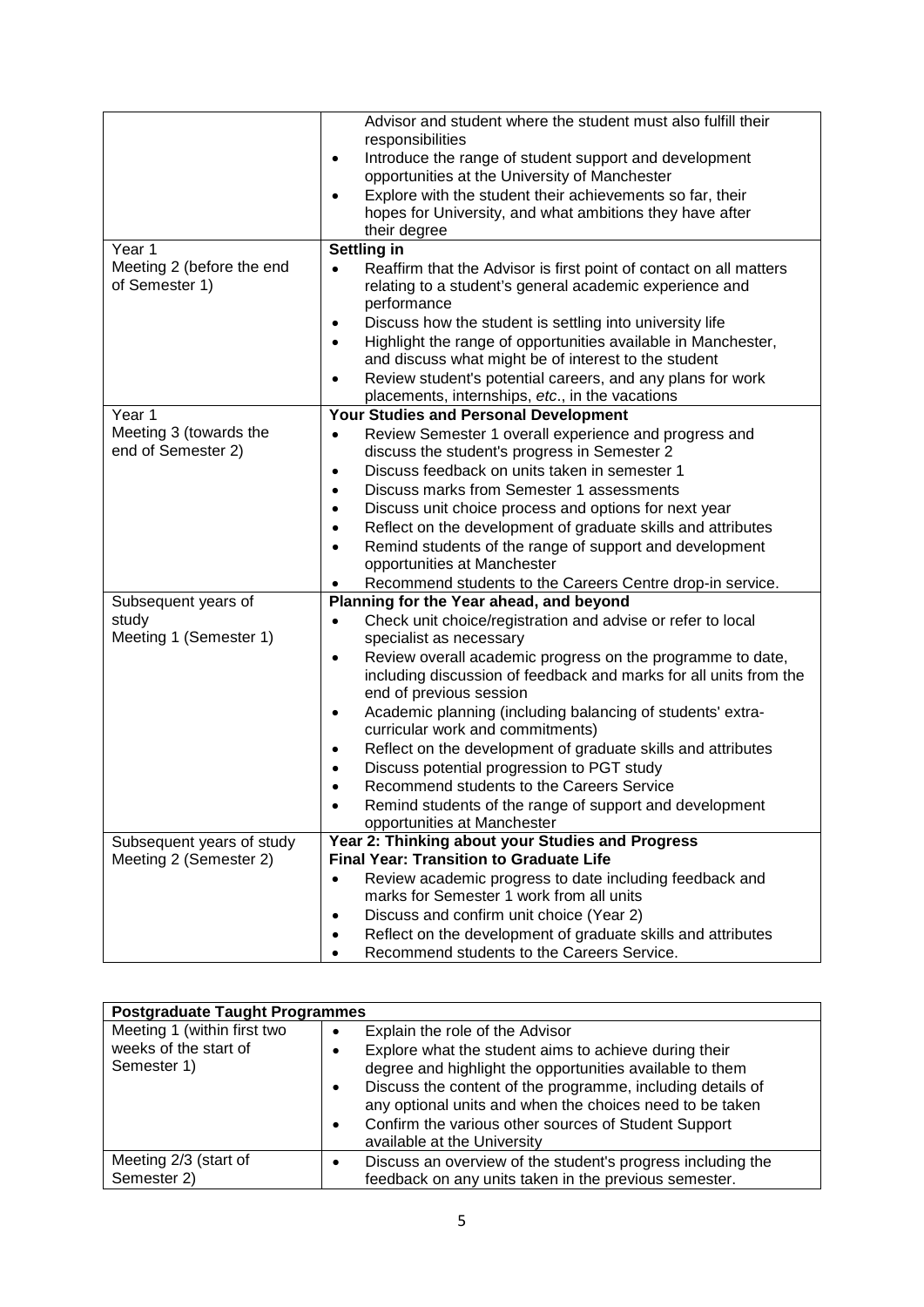| | |
|---|---|
| | Advisor and student where the student must also fulfill their responsibilities<br>• Introduce the range of student support and development opportunities at the University of Manchester<br>• Explore with the student their achievements so far, their hopes for University, and what ambitions they have after their degree |
| Year 1<br>Meeting 2 (before the end of Semester 1) | **Settling in**<br>• Reaffirm that the Advisor is first point of contact on all matters relating to a student's general academic experience and performance<br>• Discuss how the student is settling into university life<br>• Highlight the range of opportunities available in Manchester, and discuss what might be of interest to the student<br>• Review student's potential careers, and any plans for work placements, internships, *etc*., in the vacations |
| Year 1<br>Meeting 3 (towards the end of Semester 2) | **Your Studies and Personal Development**<br>• Review Semester 1 overall experience and progress and discuss the student's progress in Semester 2<br>• Discuss feedback on units taken in semester 1<br>• Discuss marks from Semester 1 assessments<br>• Discuss unit choice process and options for next year<br>• Reflect on the development of graduate skills and attributes<br>• Remind students of the range of support and development opportunities at Manchester<br>• Recommend students to the Careers Centre drop-in service. |
| Subsequent years of study<br>Meeting 1 (Semester 1) | **Planning for the Year ahead, and beyond**<br>• Check unit choice/registration and advise or refer to local specialist as necessary<br>• Review overall academic progress on the programme to date, including discussion of feedback and marks for all units from the end of previous session<br>• Academic planning (including balancing of students' extra-curricular work and commitments)<br>• Reflect on the development of graduate skills and attributes<br>• Discuss potential progression to PGT study<br>• Recommend students to the Careers Service<br>• Remind students of the range of support and development opportunities at Manchester |
| Subsequent years of study<br>Meeting 2 (Semester 2) | **Year 2: Thinking about your Studies and Progress**<br>**Final Year: Transition to Graduate Life**<br>• Review academic progress to date including feedback and marks for Semester 1 work from all units<br>• Discuss and confirm unit choice (Year 2)<br>• Reflect on the development of graduate skills and attributes<br>• Recommend students to the Careers Service. |

| **Postgraduate Taught Programmes** | |
|---|---|
| Meeting 1 (within first two weeks of the start of Semester 1) | • Explain the role of the Advisor<br>• Explore what the student aims to achieve during their degree and highlight the opportunities available to them<br>• Discuss the content of the programme, including details of any optional units and when the choices need to be taken<br>• Confirm the various other sources of Student Support available at the University |
| Meeting 2/3 (start of Semester 2) | • Discuss an overview of the student's progress including the feedback on any units taken in the previous semester. |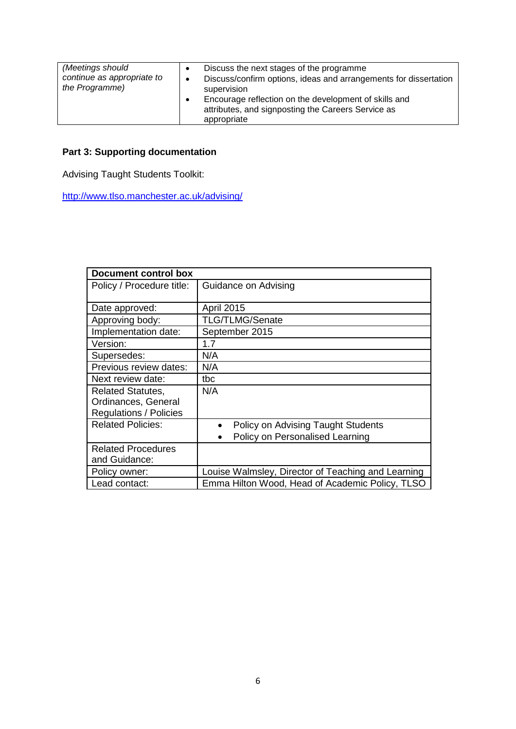| | |
|---|---|
| *(Meetings should continue as appropriate to the Programme)* | • Discuss the next stages of the programme<br>• Discuss/confirm options, ideas and arrangements for dissertation supervision<br>• Encourage reflection on the development of skills and attributes, and signposting the Careers Service as appropriate |

**Part 3: Supporting documentation**

Advising Taught Students Toolkit:

http://www.tlso.manchester.ac.uk/advising/

| Document control box | |
|---|---|
| Policy / Procedure title: | Guidance on Advising |
| Date approved: | April 2015 |
| Approving body: | TLG/TLMG/Senate |
| Implementation date: | September 2015 |
| Version: | 1.7 |
| Supersedes: | N/A |
| Previous review dates: | N/A |
| Next review date: | tbc |
| Related Statutes, Ordinances, General Regulations / Policies | N/A |
| Related Policies: | • Policy on Advising Taught Students<br>• Policy on Personalised Learning |
| Related Procedures and Guidance: | |
| Policy owner: | Louise Walmsley, Director of Teaching and Learning |
| Lead contact: | Emma Hilton Wood, Head of Academic Policy, TLSO |